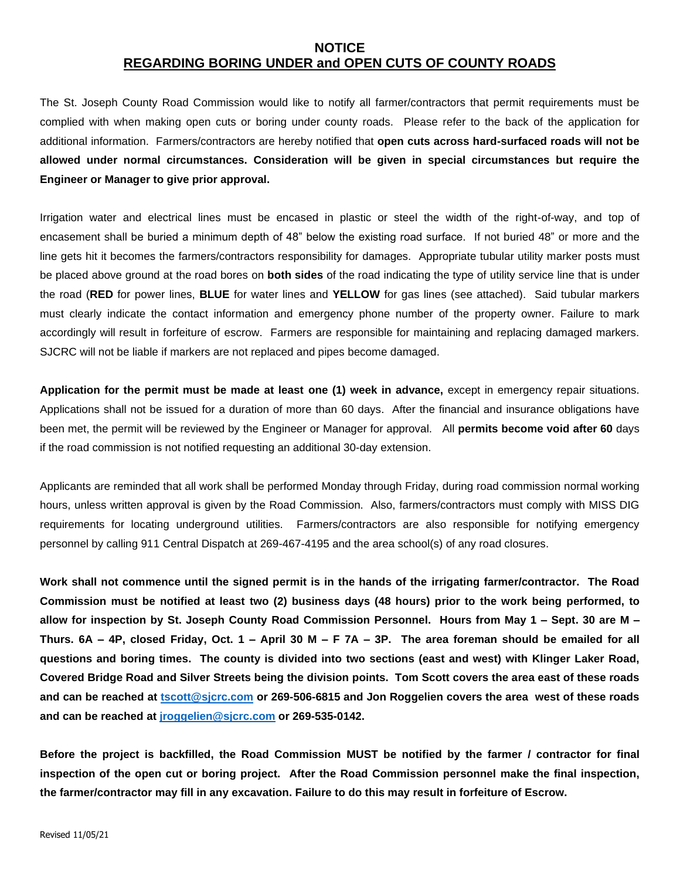# NOTICE

## REGARDING BORING UNDER and OPEN CUTS OF COUNTY ROADS

The St. Joseph County Road Commission would like to notify all farmer/contractors that permit requirements must be complied with when making open cuts or boring under county roads. Please refer to the back of the application for additional information. Farmers/contractors are hereby notified that **open cuts across hard-surfaced roads will not be allowed under normal circumstances. Consideration will be given in special circumstances but require the Engineer or Manager to give prior approval.**

Irrigation water and electrical lines must be encased in plastic or steel the width of the right-of-way, and top of encasement shall be buried a minimum depth of 48" below the existing road surface. If not buried 48" or more and the line gets hit it becomes the farmers/contractors responsibility for damages. Appropriate tubular utility marker posts must be placed above ground at the road bores on **both sides** of the road indicating the type of utility service line that is under the road (**RED** for power lines, **BLUE** for water lines and **YELLOW** for gas lines (see attached). Said tubular markers must clearly indicate the contact information and emergency phone number of the property owner. Failure to mark accordingly will result in forfeiture of escrow. Farmers are responsible for maintaining and replacing damaged markers. SJCRC will not be liable if markers are not replaced and pipes become damaged.

**Application for the permit must be made at least one (1) week in advance,** except in emergency repair situations. Applications shall not be issued for a duration of more than 60 days. After the financial and insurance obligations have been met, the permit will be reviewed by the Engineer or Manager for approval. All **permits become void after 60** days if the road commission is not notified requesting an additional 30-day extension.

Applicants are reminded that all work shall be performed Monday through Friday, during road commission normal working hours, unless written approval is given by the Road Commission. Also, farmers/contractors must comply with MISS DIG requirements for locating underground utilities. Farmers/contractors are also responsible for notifying emergency personnel by calling 911 Central Dispatch at 269-467-4195 and the area school(s) of any road closures.

**Work shall not commence until the signed permit is in the hands of the irrigating farmer/contractor. The Road Commission must be notified at least two (2) business days (48 hours) prior to the work being performed, to allow for inspection by St. Joseph County Road Commission Personnel. Hours from May 1 – Sept. 30 are M – Thurs. 6A – 4P, closed Friday, Oct. 1 – April 30 M – F 7A – 3P. The area foreman should be emailed for all questions and boring times. The county is divided into two sections (east and west) with Klinger Laker Road, Covered Bridge Road and Silver Streets being the division points. Tom Scott covers the area east of these roads and can be reached at tscott@sjcrc.com or 269-506-6815 and Jon Roggelien covers the area west of these roads and can be reached at jroggelien@sjcrc.com or 269-535-0142.**

**Before the project is backfilled, the Road Commission MUST be notified by the farmer / contractor for final inspection of the open cut or boring project. After the Road Commission personnel make the final inspection, the farmer/contractor may fill in any excavation. Failure to do this may result in forfeiture of Escrow.**

Revised 11/05/21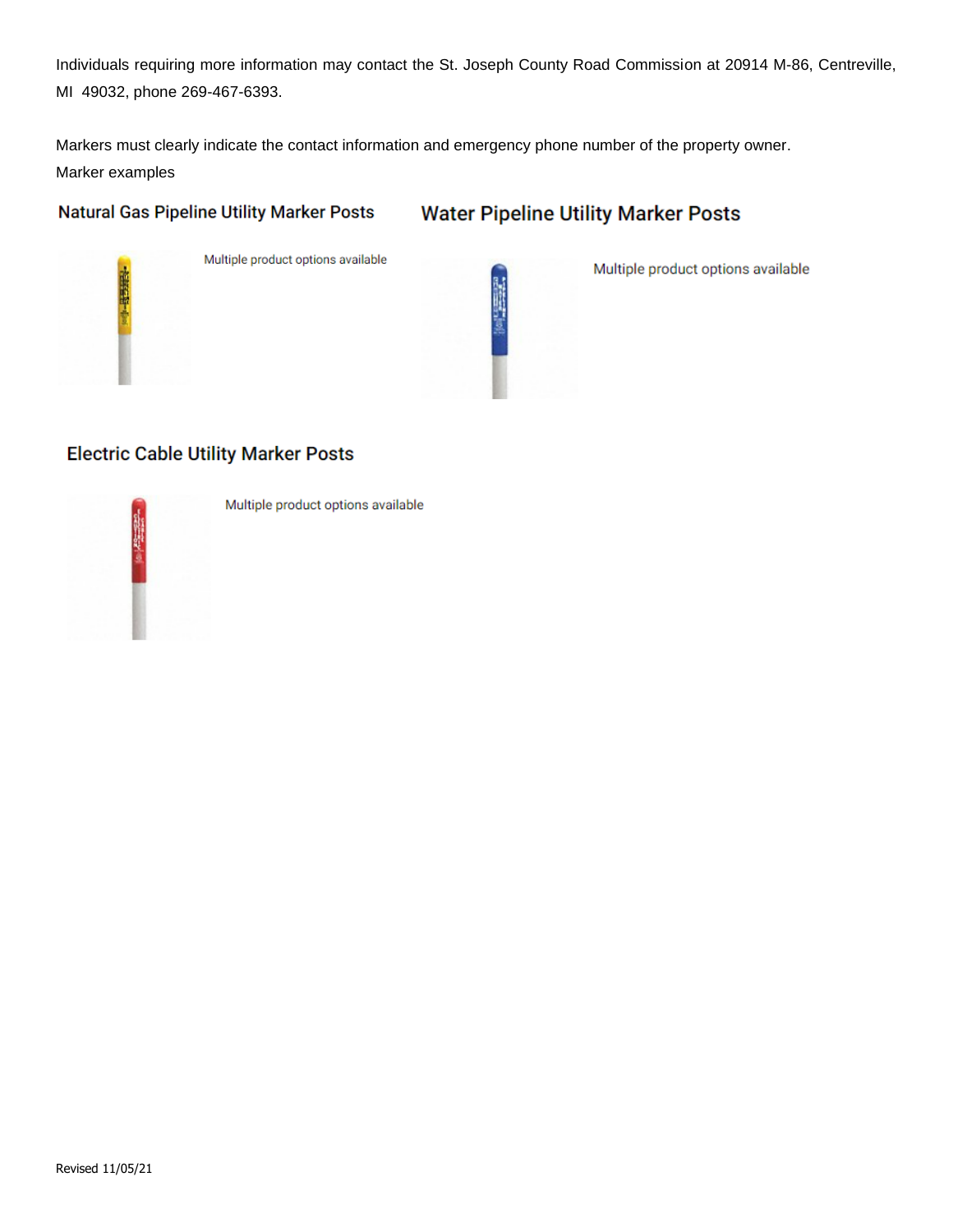Individuals requiring more information may contact the St. Joseph County Road Commission at 20914 M-86, Centreville, MI 49032, phone 269-467-6393.

Markers must clearly indicate the contact information and emergency phone number of the property owner.

Marker examples

### Natural Gas Pipeline Utility Marker Posts

Multiple product options available

### Water Pipeline Utility Marker Posts

Multiple product options available

### Electric Cable Utility Marker Posts

Multiple product options available

Revised 11/05/21